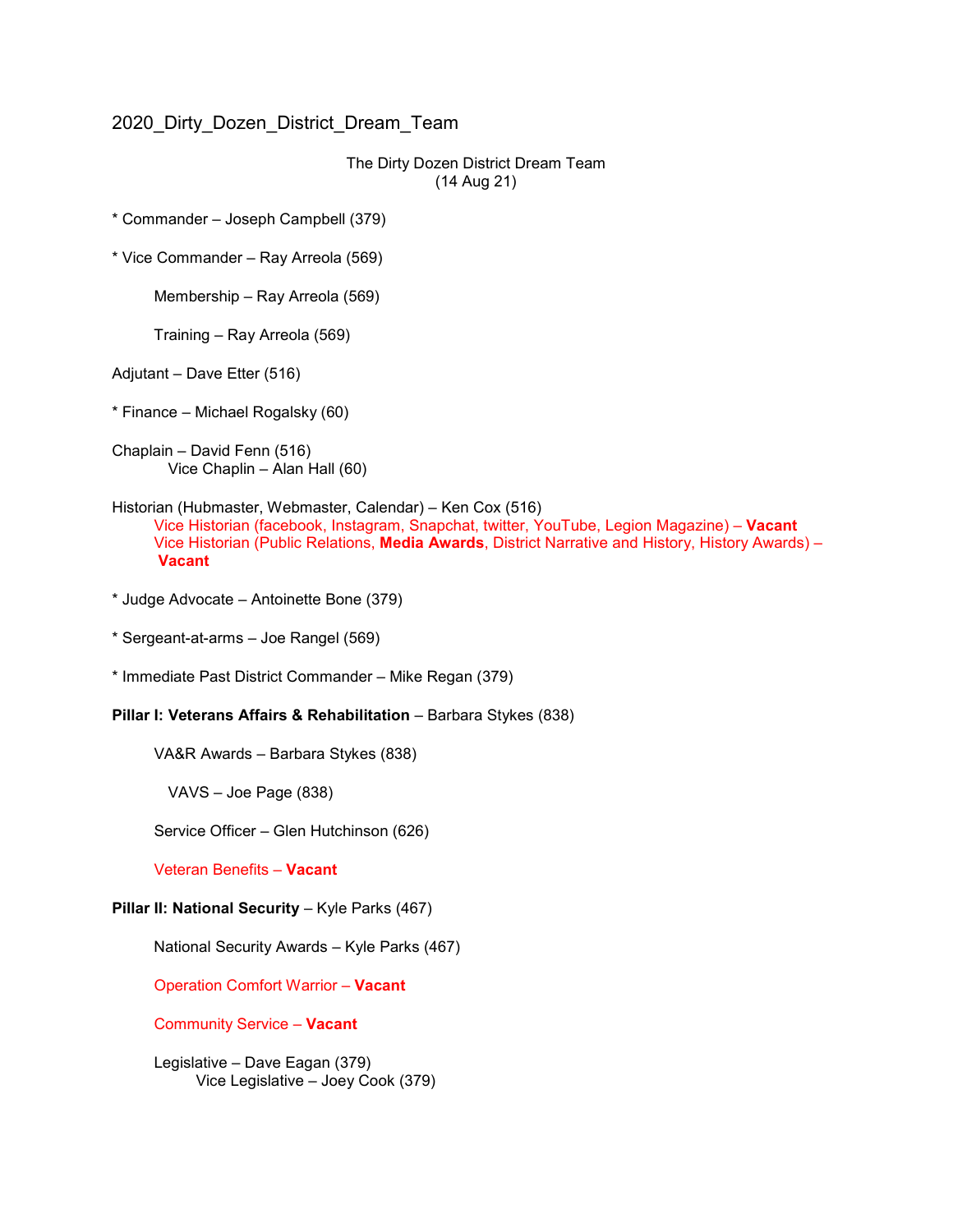2020_Dirty_Dozen_District_Dream_Team

The Dirty Dozen District Dream Team
(14 Aug 21)

* Commander – Joseph Campbell (379)

* Vice Commander – Ray Arreola (569)

    Membership – Ray Arreola (569)

    Training – Ray Arreola (569)

Adjutant – Dave Etter (516)

* Finance – Michael Rogalsky (60)

Chaplain – David Fenn (516)
    Vice Chaplin – Alan Hall (60)

Historian (Hubmaster, Webmaster, Calendar) – Ken Cox (516)
    Vice Historian (facebook, Instagram, Snapchat, twitter, YouTube, Legion Magazine) – **Vacant**
    Vice Historian (Public Relations, **Media Awards**, District Narrative and History, History Awards) – **Vacant**

* Judge Advocate – Antoinette Bone (379)

* Sergeant-at-arms – Joe Rangel (569)

* Immediate Past District Commander – Mike Regan (379)

**Pillar I: Veterans Affairs & Rehabilitation** – Barbara Stykes (838)

    VA&R Awards – Barbara Stykes (838)

        VAVS – Joe Page (838)

    Service Officer – Glen Hutchinson (626)

    Veteran Benefits – **Vacant**

**Pillar II: National Security** – Kyle Parks (467)

    National Security Awards – Kyle Parks (467)

    Operation Comfort Warrior – **Vacant**

    Community Service – **Vacant**

    Legislative – Dave Eagan (379)
        Vice Legislative – Joey Cook (379)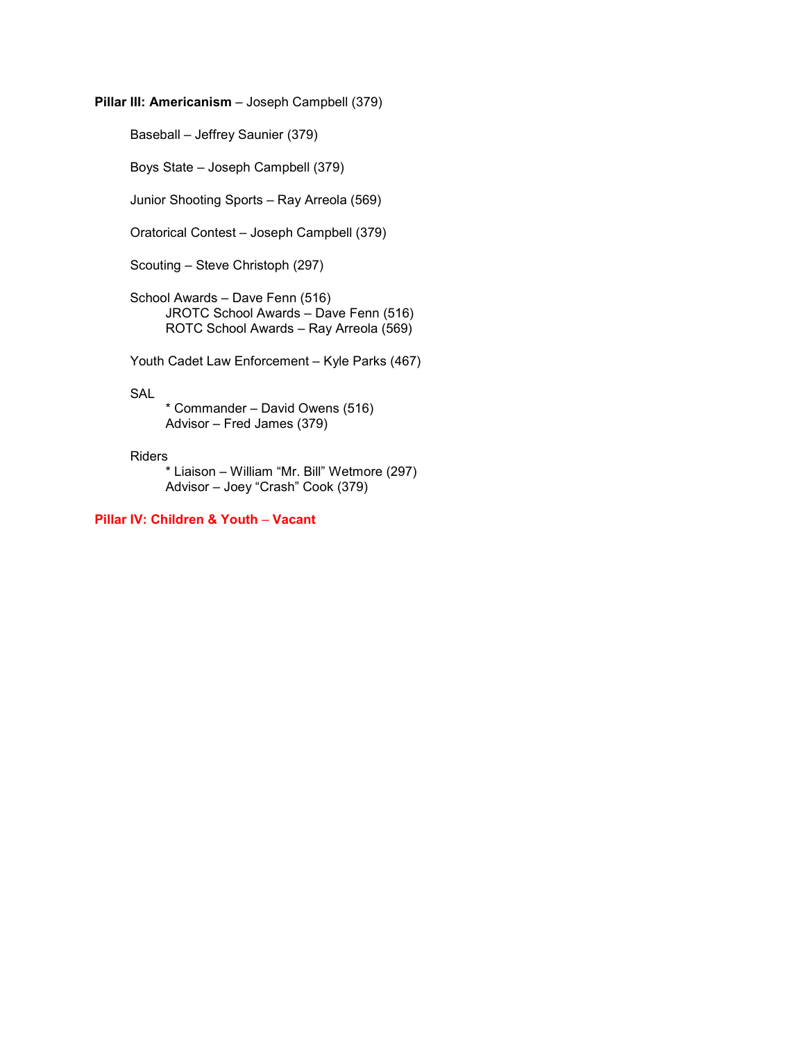**Pillar III: Americanism** – Joseph Campbell (379)

Baseball – Jeffrey Saunier (379)

Boys State – Joseph Campbell (379)

Junior Shooting Sports – Ray Arreola (569)

Oratorical Contest – Joseph Campbell (379)

Scouting – Steve Christoph (297)

School Awards – Dave Fenn (516)
- JROTC School Awards – Dave Fenn (516)
- ROTC School Awards – Ray Arreola (569)

Youth Cadet Law Enforcement – Kyle Parks (467)

SAL
- \* Commander – David Owens (516)
- Advisor – Fred James (379)

Riders
- \* Liaison – William “Mr. Bill” Wetmore (297)
- Advisor – Joey “Crash” Cook (379)

**Pillar IV: Children & Youth – Vacant**